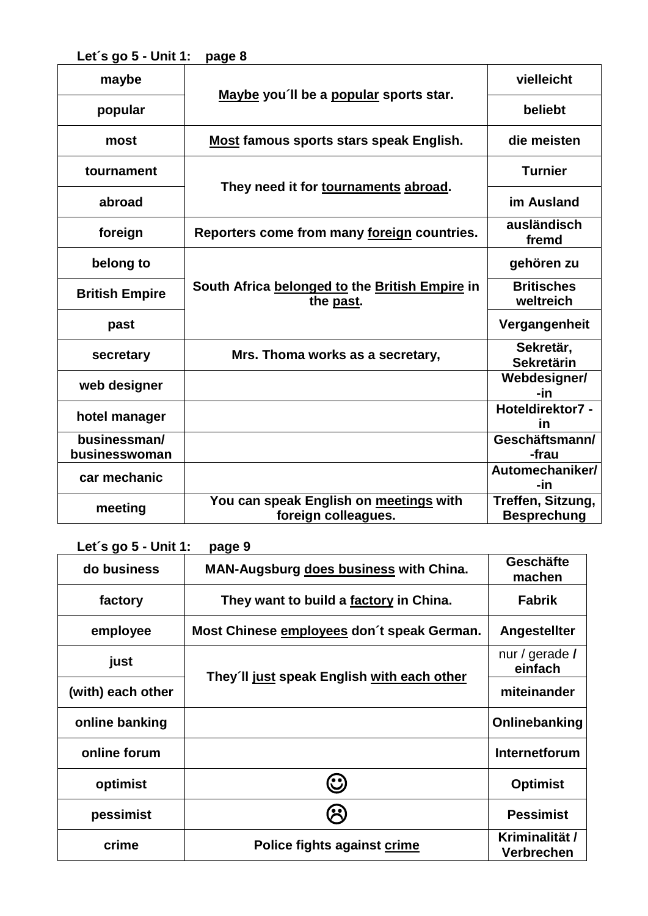**Let´s go 5 - Unit 1: page 8**

| | | |
|---|---|---|
| **maybe** | **<u>Maybe</u> you´ll be a <u>popular</u> sports star.** | **vielleicht** |
| **popular** | | **beliebt** |
| **most** | **<u>Most</u> famous sports stars speak English.** | **die meisten** |
| **tournament** | **They need it for <u>tournaments</u> <u>abroad</u>.** | **Turnier** |
| **abroad** | | **im Ausland** |
| **foreign** | **Reporters come from many <u>foreign</u> countries.** | **ausländisch fremd** |
| **belong to** | **South Africa <u>belonged to</u> the <u>British Empire</u> in the <u>past</u>.** | **gehören zu** |
| **British Empire** | | **Britisches weltreich** |
| **past** | | **Vergangenheit** |
| **secretary** | **Mrs. Thoma works as a secretary,** | **Sekretär, Sekretärin** |
| **web designer** | | **Webdesigner/ -in** |
| **hotel manager** | | **Hoteldirektor7 -in** |
| **businessman/ businesswoman** | | **Geschäftsmann/ -frau** |
| **car mechanic** | | **Automechaniker/ -in** |
| **meeting** | **You can speak English on <u>meetings</u> with foreign colleagues.** | **Treffen, Sitzung, Besprechung** |

**Let´s go 5 - Unit 1: page 9**

| | | |
|---|---|---|
| **do business** | **MAN-Augsburg <u>does business</u> with China.** | **Geschäfte machen** |
| **factory** | **They want to build a <u>factory</u> in China.** | **Fabrik** |
| **employee** | **Most Chinese <u>employees</u> don´t speak German.** | **Angestellter** |
| **just** | **They´ll <u>just</u> speak English <u>with each other</u>** | nur / gerade **/ einfach** |
| **(with) each other** | | **miteinander** |
| **online banking** | | **Onlinebanking** |
| **online forum** | | **Internetforum** |
| **optimist** | ☺ | **Optimist** |
| **pessimist** | ☹ | **Pessimist** |
| **crime** | **Police fights against <u>crime</u>** | **Kriminalität / Verbrechen** |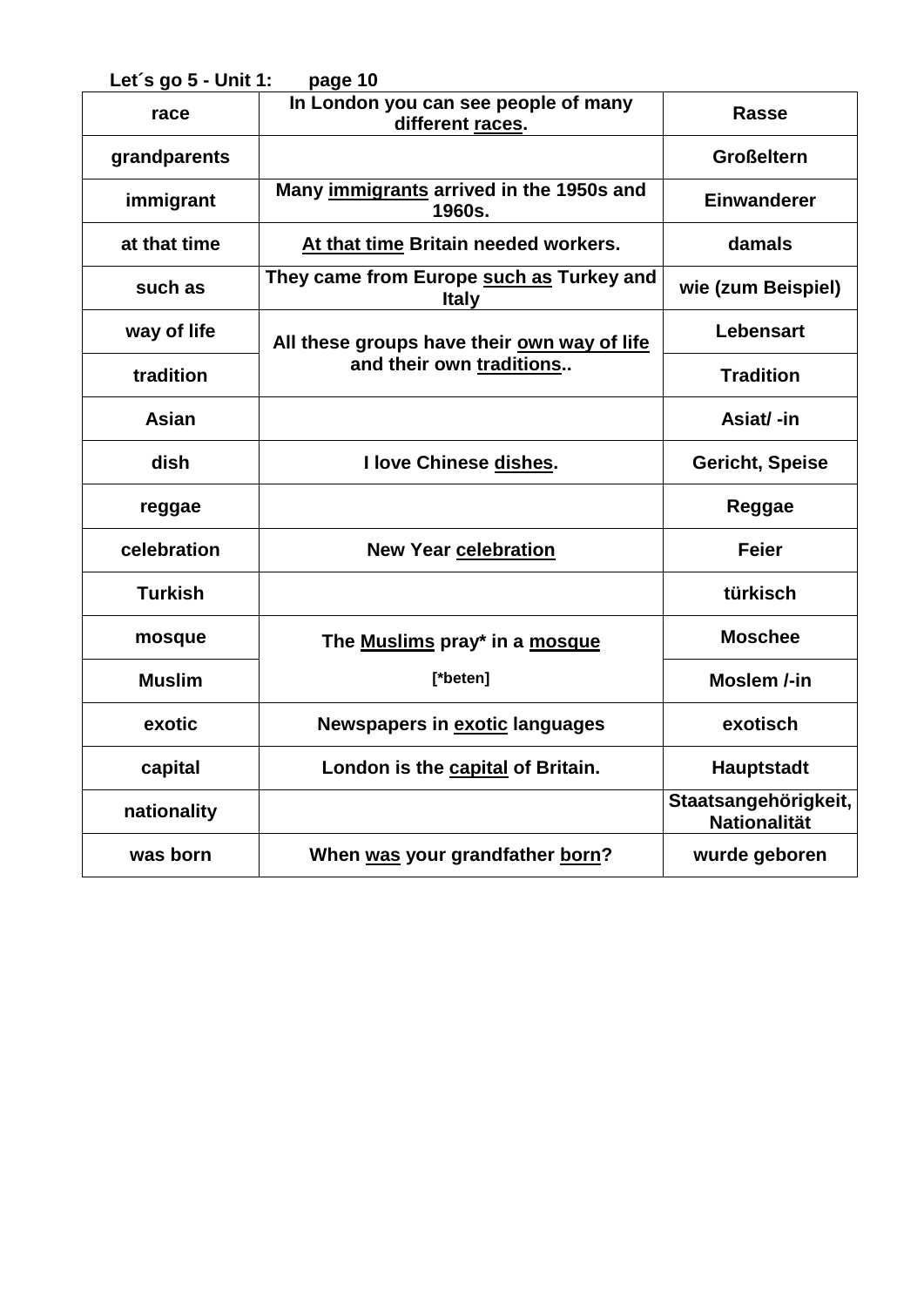**Let´s go 5 - Unit 1: page 10**

| | | |
|---|---|---|
| **race** | **In London you can see people of many different races.** | **Rasse** |
| **grandparents** | | **Großeltern** |
| **immigrant** | **Many immigrants arrived in the 1950s and 1960s.** | **Einwanderer** |
| **at that time** | **At that time Britain needed workers.** | **damals** |
| **such as** | **They came from Europe such as Turkey and Italy** | **wie (zum Beispiel)** |
| **way of life** | **All these groups have their own way of life and their own traditions..** | **Lebensart** |
| **tradition** | | **Tradition** |
| **Asian** | | **Asiat/ -in** |
| **dish** | **I love Chinese dishes.** | **Gericht, Speise** |
| **reggae** | | **Reggae** |
| **celebration** | **New Year celebration** | **Feier** |
| **Turkish** | | **türkisch** |
| **mosque** | **The Muslims pray* in a mosque** | **Moschee** |
| **Muslim** | **[*beten]** | **Moslem /-in** |
| **exotic** | **Newspapers in exotic languages** | **exotisch** |
| **capital** | **London is the capital of Britain.** | **Hauptstadt** |
| **nationality** | | **Staatsangehörigkeit, Nationalität** |
| **was born** | **When was your grandfather born?** | **wurde geboren** |